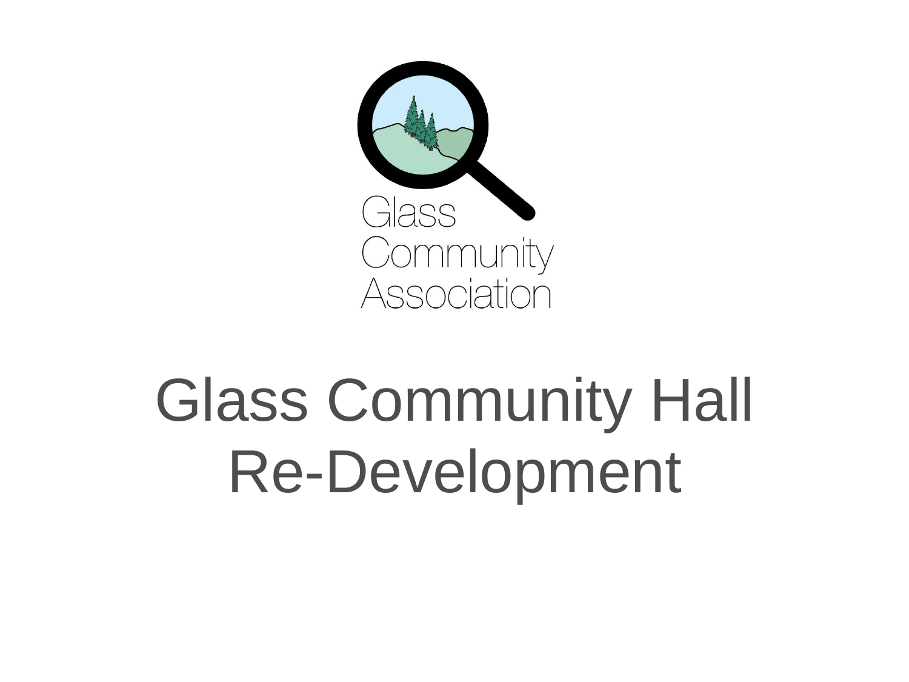Glass
Community
Association

# Glass Community Hall Re-Development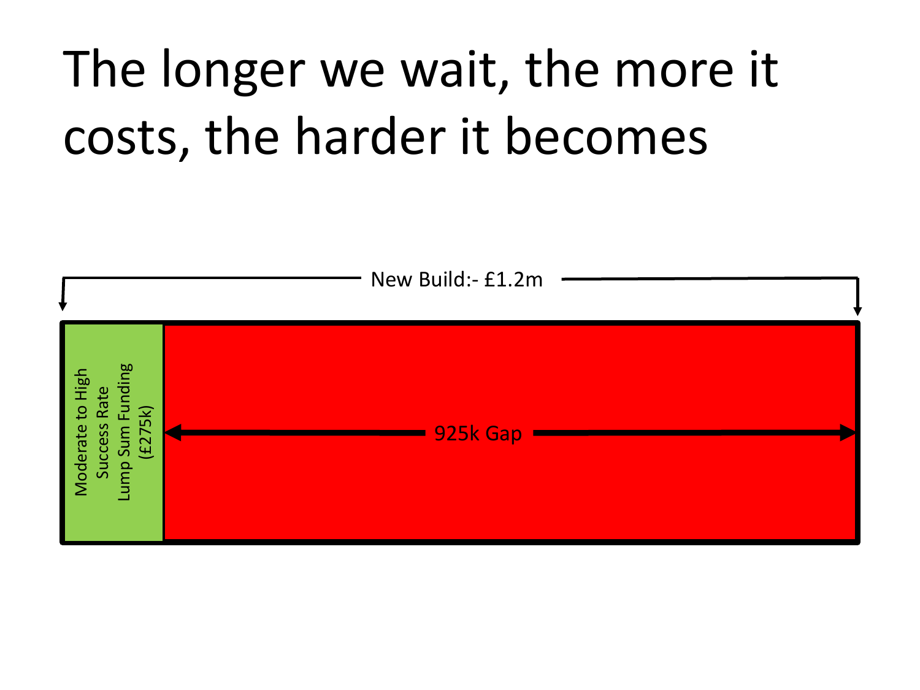# The longer we wait, the more it costs, the harder it becomes

New Build:- £1.2m

Moderate to High Success Rate Lump Sum Funding (£275k)

925k Gap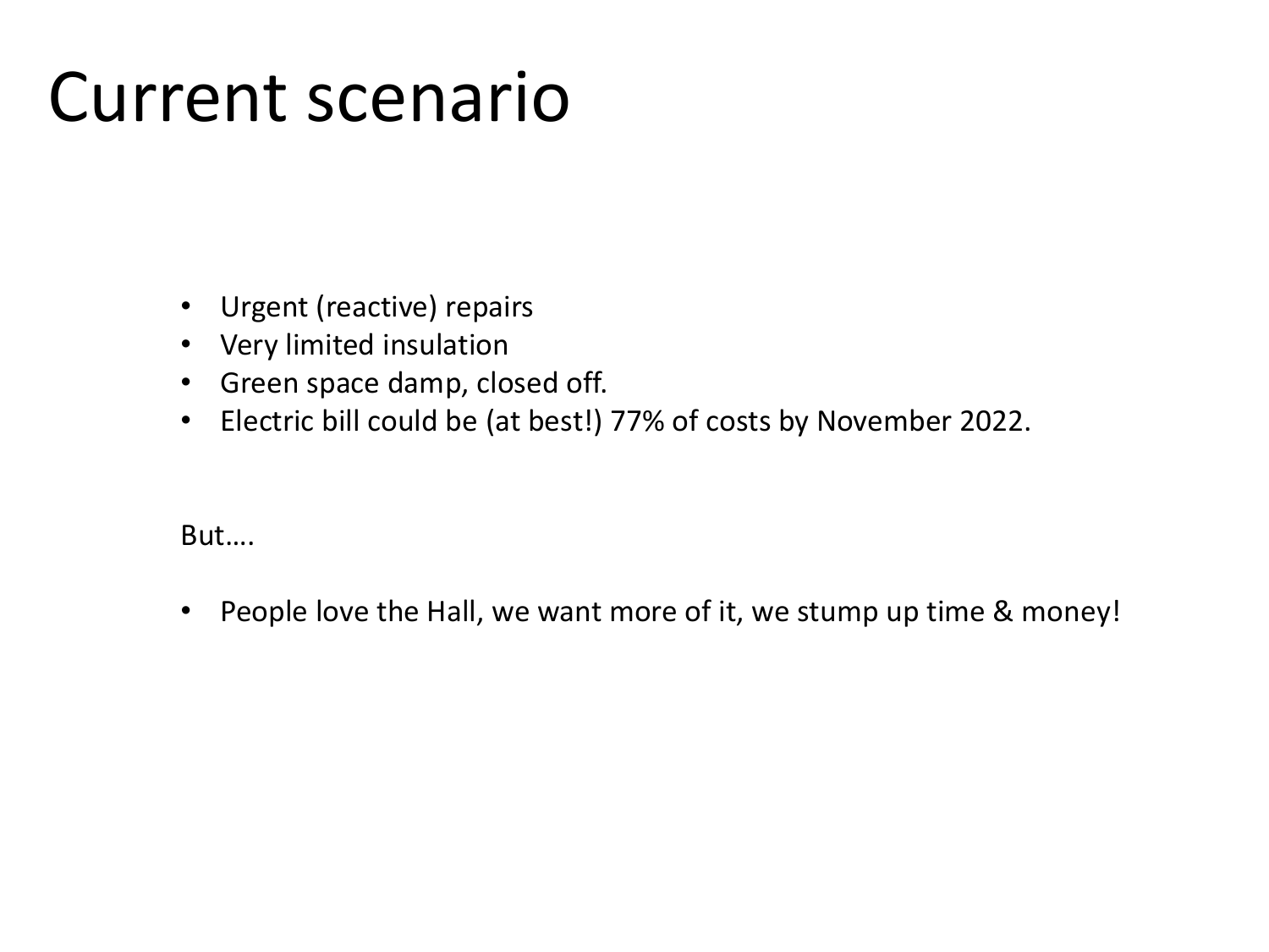# Current scenario

- Urgent (reactive) repairs
- Very limited insulation
- Green space damp, closed off.
- Electric bill could be (at best!) 77% of costs by November 2022.

But….

- People love the Hall, we want more of it, we stump up time & money!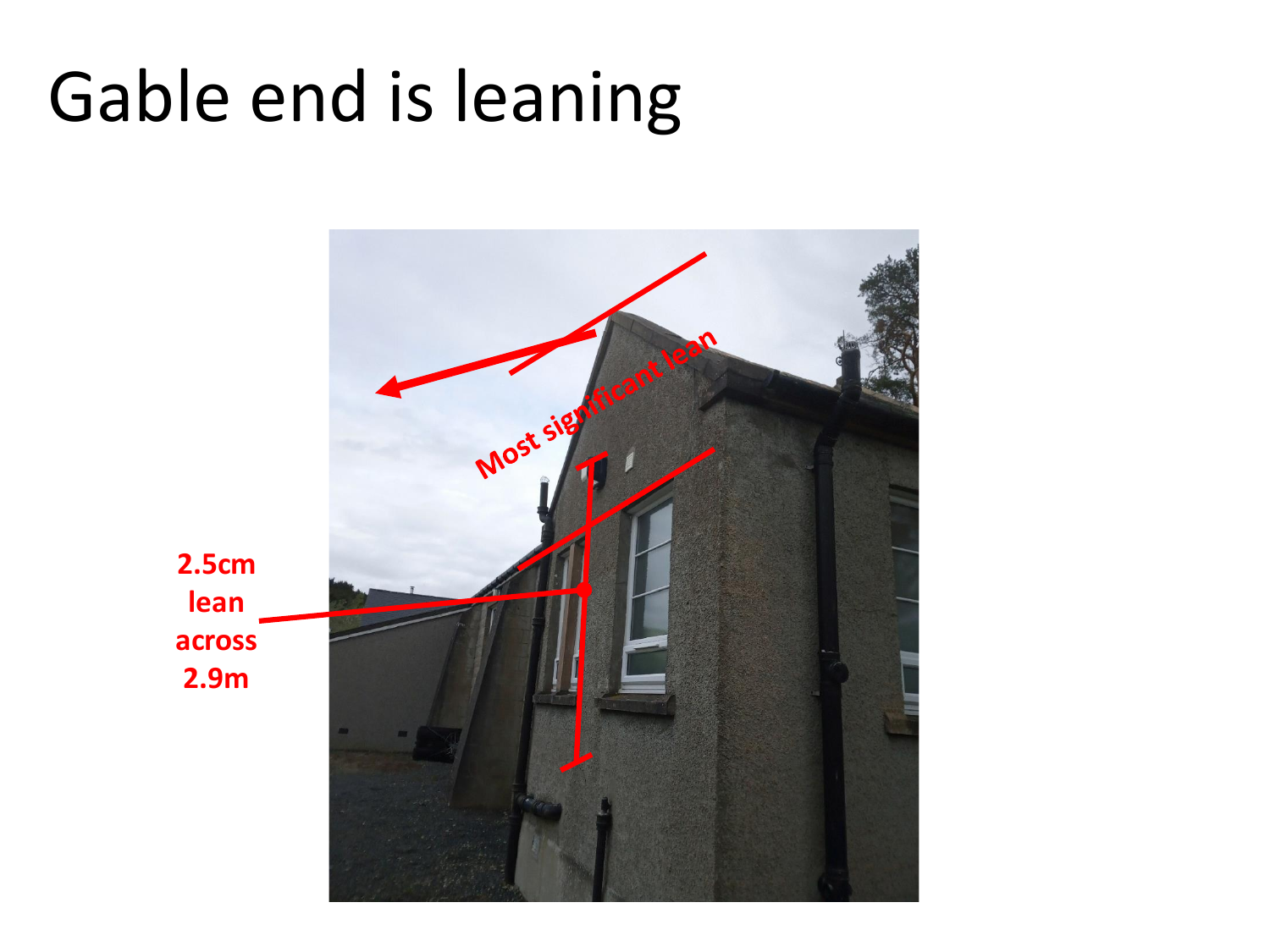# Gable end is leaning

2.5cm lean across 2.9m

Most significant lean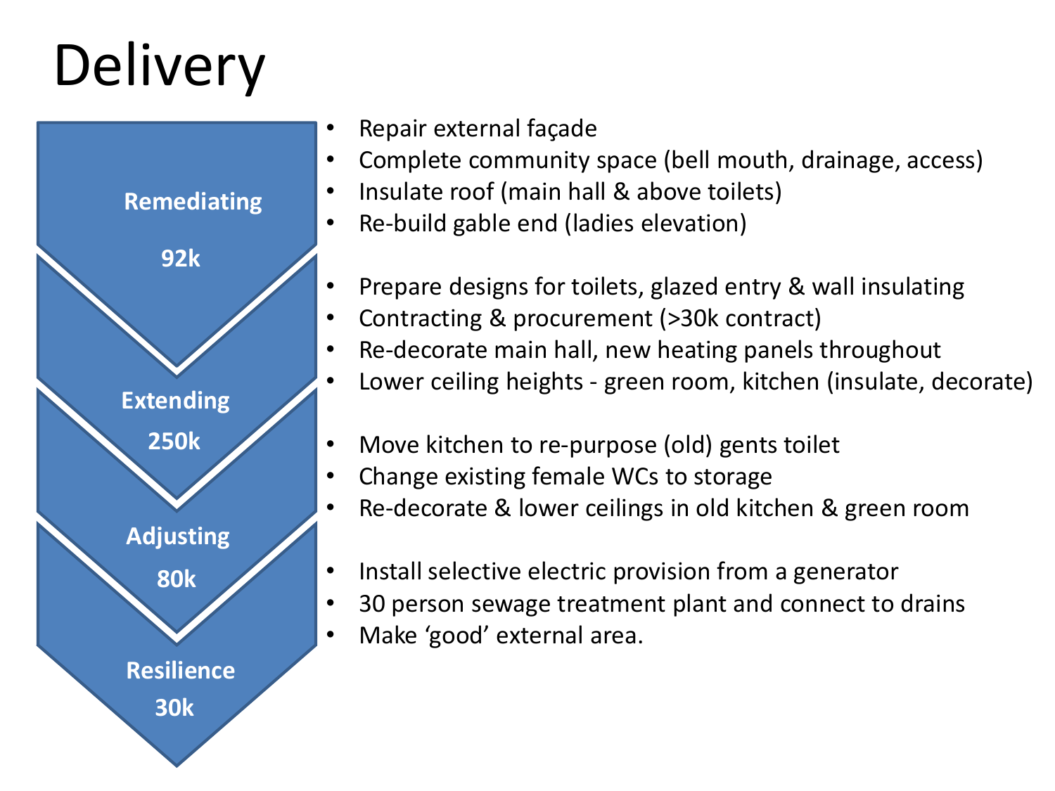# Delivery

**Remediating**

**92k**

- Repair external façade
- Complete community space (bell mouth, drainage, access)
- Insulate roof (main hall & above toilets)
- Re-build gable end (ladies elevation)

**Extending**

**250k**

- Prepare designs for toilets, glazed entry & wall insulating
- Contracting & procurement (>30k contract)
- Re-decorate main hall, new heating panels throughout
- Lower ceiling heights - green room, kitchen (insulate, decorate)

**Adjusting**

**80k**

- Move kitchen to re-purpose (old) gents toilet
- Change existing female WCs to storage
- Re-decorate & lower ceilings in old kitchen & green room

**Resilience**

**30k**

- Install selective electric provision from a generator
- 30 person sewage treatment plant and connect to drains
- Make 'good' external area.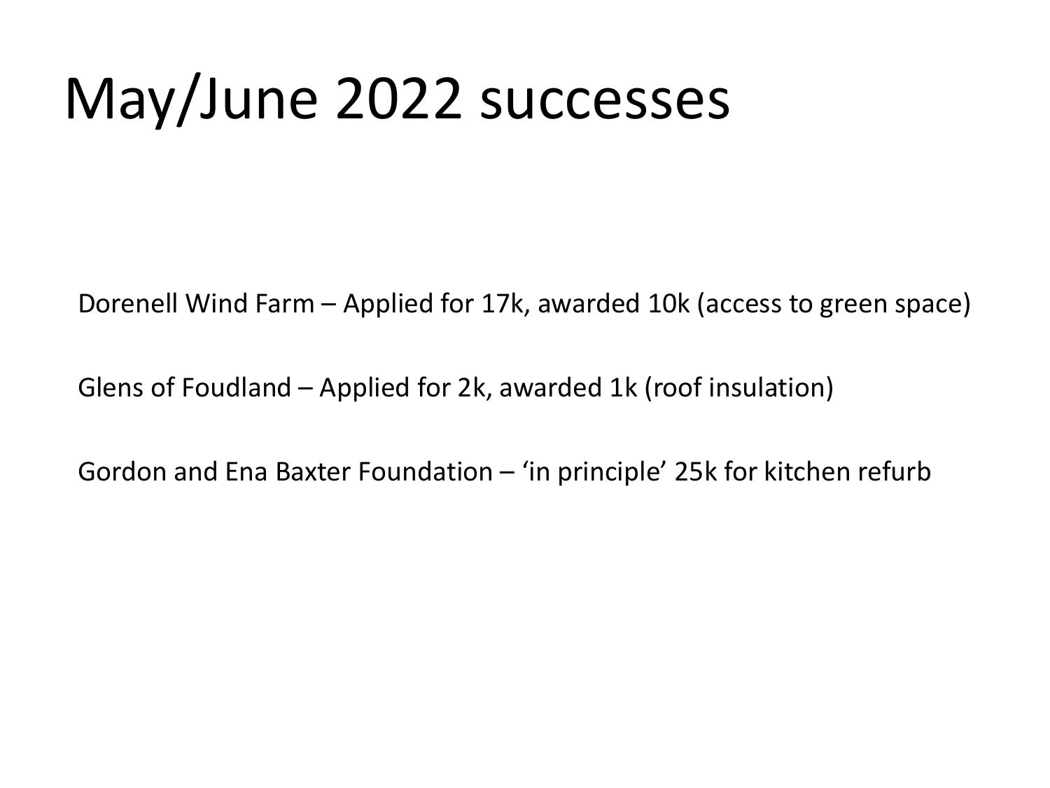# May/June 2022 successes

Dorenell Wind Farm – Applied for 17k, awarded 10k (access to green space)

Glens of Foudland – Applied for 2k, awarded 1k (roof insulation)

Gordon and Ena Baxter Foundation – 'in principle' 25k for kitchen refurb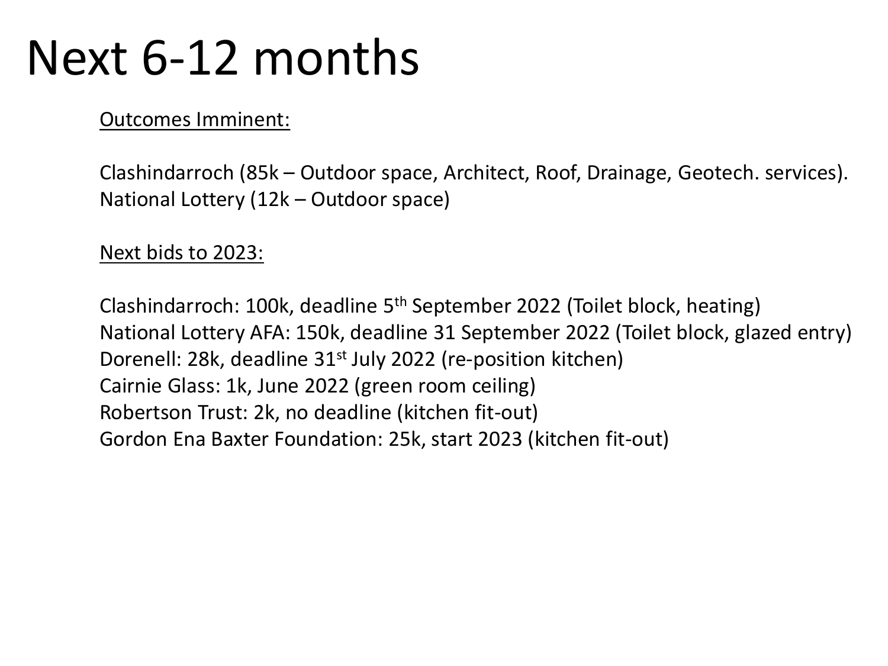# Next 6-12 months

<u>Outcomes Imminent:</u>

Clashindarroch (85k – Outdoor space, Architect, Roof, Drainage, Geotech. services).
National Lottery (12k – Outdoor space)

<u>Next bids to 2023:</u>

Clashindarroch: 100k, deadline 5th September 2022 (Toilet block, heating)
National Lottery AFA: 150k, deadline 31 September 2022 (Toilet block, glazed entry)
Dorenell: 28k, deadline 31st July 2022 (re-position kitchen)
Cairnie Glass: 1k, June 2022 (green room ceiling)
Robertson Trust: 2k, no deadline (kitchen fit-out)
Gordon Ena Baxter Foundation: 25k, start 2023 (kitchen fit-out)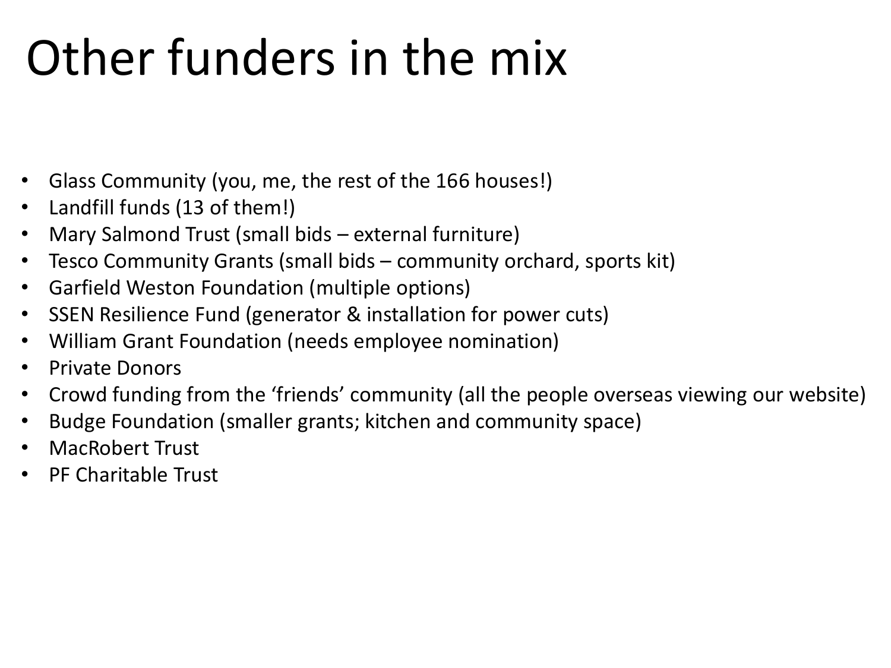# Other funders in the mix

- Glass Community (you, me, the rest of the 166 houses!)
- Landfill funds (13 of them!)
- Mary Salmond Trust (small bids – external furniture)
- Tesco Community Grants (small bids – community orchard, sports kit)
- Garfield Weston Foundation (multiple options)
- SSEN Resilience Fund (generator & installation for power cuts)
- William Grant Foundation (needs employee nomination)
- Private Donors
- Crowd funding from the 'friends' community (all the people overseas viewing our website)
- Budge Foundation (smaller grants; kitchen and community space)
- MacRobert Trust
- PF Charitable Trust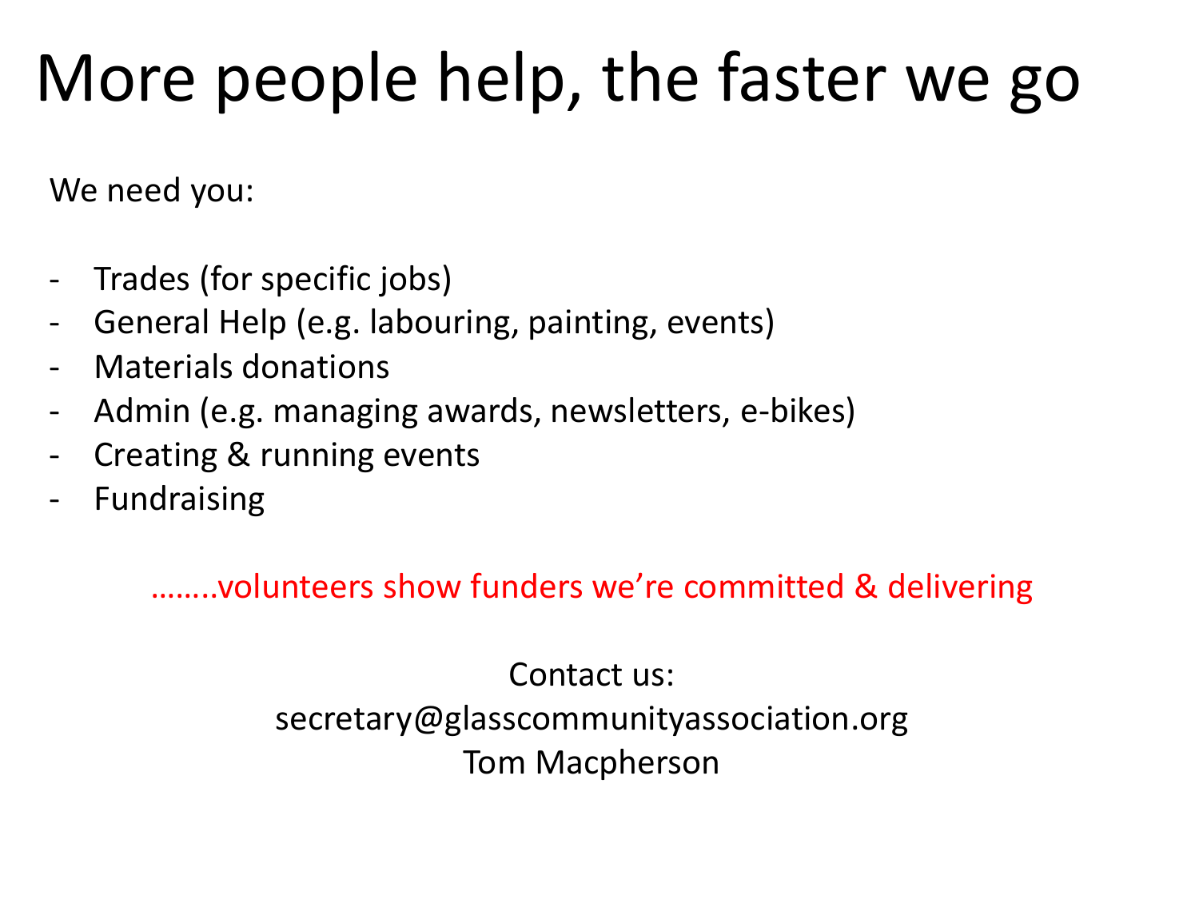# More people help, the faster we go

We need you:

- Trades (for specific jobs)
- General Help (e.g. labouring, painting, events)
- Materials donations
- Admin (e.g. managing awards, newsletters, e-bikes)
- Creating & running events
- Fundraising

……..volunteers show funders we're committed & delivering

Contact us:
secretary@glasscommunityassociation.org
Tom Macpherson